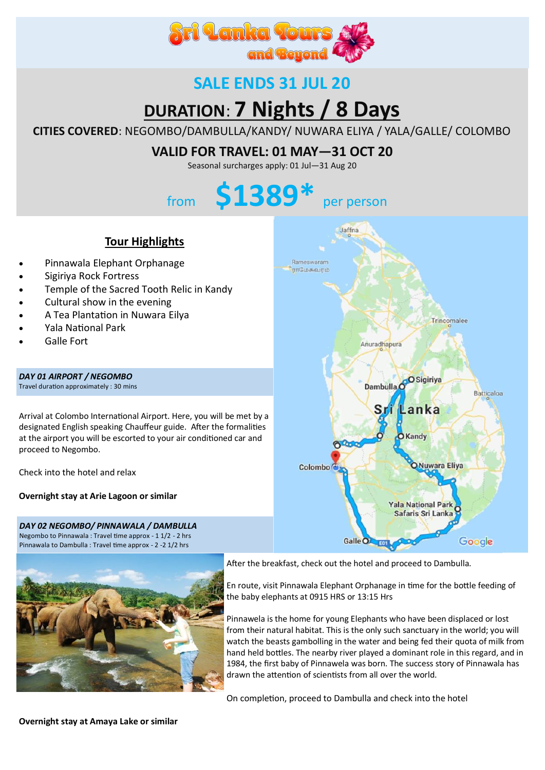# Sri Lanka Tours and Beyond

## SALE ENDS 31 JUL 20

# DURATION: 7 Nights / 8 Days

**CITIES COVERED**: NEGOMBO/DAMBULLA/KANDY/ NUWARA ELIYA / YALA/GALLE/ COLOMBO

## VALID FOR TRAVEL: 01 MAY—31 OCT 20

Seasonal surcharges apply: 01 Jul—31 Aug 20

from **$1389*** per person

## Tour Highlights

- Pinnawala Elephant Orphanage
- Sigiriya Rock Fortress
- Temple of the Sacred Tooth Relic in Kandy
- Cultural show in the evening
- A Tea Plantation in Nuwara Eilya
- Yala National Park
- Galle Fort

### *DAY 01 AIRPORT / NEGOMBO*

Travel duration approximately : 30 mins

Arrival at Colombo International Airport. Here, you will be met by a designated English speaking Chauffeur guide. After the formalities at the airport you will be escorted to your air conditioned car and proceed to Negombo.

Check into the hotel and relax

**Overnight stay at Arie Lagoon or similar**

### *DAY 02 NEGOMBO/ PINNAWALA / DAMBULLA*

Negombo to Pinnawala : Travel time approx - 1 1/2 - 2 hrs
Pinnawala to Dambulla : Travel time approx - 2 -2 1/2 hrs

After the breakfast, check out the hotel and proceed to Dambulla.

En route, visit Pinnawala Elephant Orphanage in time for the bottle feeding of the baby elephants at 0915 HRS or 13:15 Hrs

Pinnawela is the home for young Elephants who have been displaced or lost from their natural habitat. This is the only such sanctuary in the world; you will watch the beasts gambolling in the water and being fed their quota of milk from hand held bottles. The nearby river played a dominant role in this regard, and in 1984, the first baby of Pinnawala was born. The success story of Pinnawala has drawn the attention of scientists from all over the world.

On completion, proceed to Dambulla and check into the hotel

**Overnight stay at Amaya Lake or similar**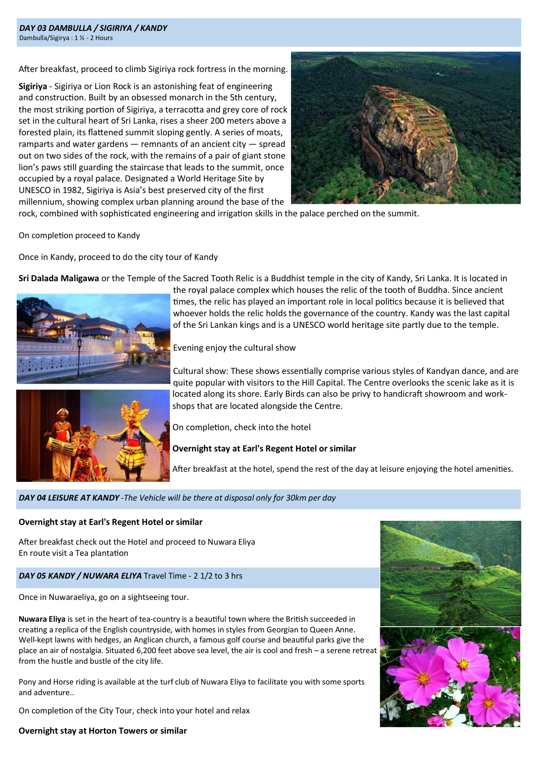### *DAY 03 DAMBULLA / SIGIRIYA / KANDY*

Dambulla/Sigirya : 1 ½ - 2 Hours

After breakfast, proceed to climb Sigiriya rock fortress in the morning.

**Sigiriya** - Sigiriya or Lion Rock is an astonishing feat of engineering and construction. Built by an obsessed monarch in the 5th century, the most striking portion of Sigiriya, a terracotta and grey core of rock set in the cultural heart of Sri Lanka, rises a sheer 200 meters above a forested plain, its flattened summit sloping gently. A series of moats, ramparts and water gardens — remnants of an ancient city — spread out on two sides of the rock, with the remains of a pair of giant stone lion's paws still guarding the staircase that leads to the summit, once occupied by a royal palace. Designated a World Heritage Site by UNESCO in 1982, Sigiriya is Asia's best preserved city of the first millennium, showing complex urban planning around the base of the rock, combined with sophisticated engineering and irrigation skills in the palace perched on the summit.

On completion proceed to Kandy

Once in Kandy, proceed to do the city tour of Kandy

**Sri Dalada Maligawa** or the Temple of the Sacred Tooth Relic is a Buddhist temple in the city of Kandy, Sri Lanka. It is located in the royal palace complex which houses the relic of the tooth of Buddha. Since ancient times, the relic has played an important role in local politics because it is believed that whoever holds the relic holds the governance of the country. Kandy was the last capital of the Sri Lankan kings and is a UNESCO world heritage site partly due to the temple.

Evening enjoy the cultural show

Cultural show: These shows essentially comprise various styles of Kandyan dance, and are quite popular with visitors to the Hill Capital. The Centre overlooks the scenic lake as it is located along its shore. Early Birds can also be privy to handicraft showroom and work-shops that are located alongside the Centre.

On completion, check into the hotel

**Overnight stay at Earl's Regent Hotel or similar**

After breakfast at the hotel, spend the rest of the day at leisure enjoying the hotel amenities.

### *DAY 04 LEISURE AT KANDY* *-The Vehicle will be there at disposal only for 30km per day*

**Overnight stay at Earl's Regent Hotel or similar**

After breakfast check out the Hotel and proceed to Nuwara Eliya
En route visit a Tea plantation

### *DAY 05 KANDY / NUWARA ELIYA* Travel Time - 2 1/2 to 3 hrs

Once in Nuwaraeliya, go on a sightseeing tour.

**Nuwara Eliya** is set in the heart of tea-country is a beautiful town where the British succeeded in creating a replica of the English countryside, with homes in styles from Georgian to Queen Anne. Well-kept lawns with hedges, an Anglican church, a famous golf course and beautiful parks give the place an air of nostalgia. Situated 6,200 feet above sea level, the air is cool and fresh – a serene retreat from the hustle and bustle of the city life.

Pony and Horse riding is available at the turf club of Nuwara Eliya to facilitate you with some sports and adventure..

On completion of the City Tour, check into your hotel and relax

**Overnight stay at Horton Towers or similar**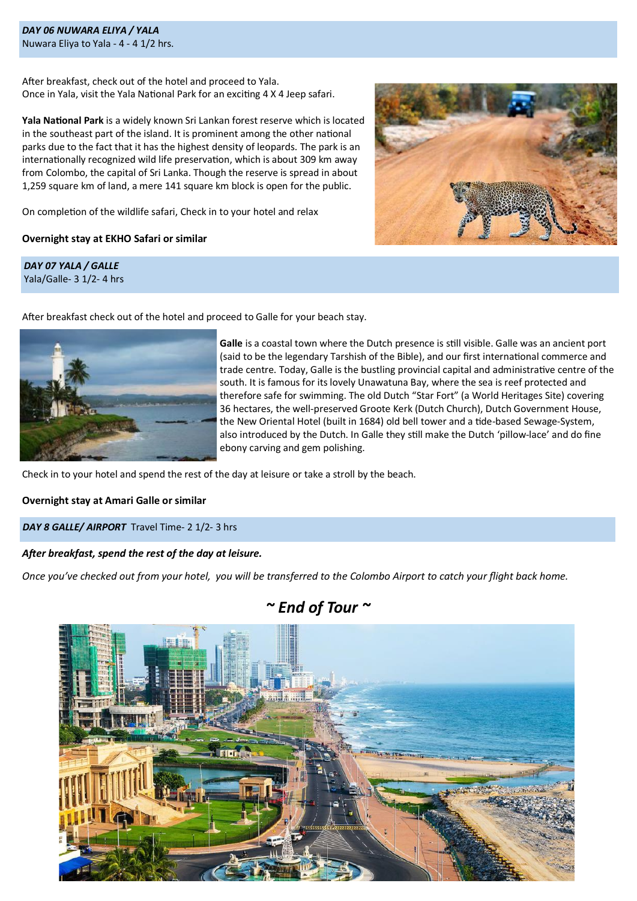***DAY 06 NUWARA ELIYA / YALA***
Nuwara Eliya to Yala - 4 - 4 1/2 hrs.

After breakfast, check out of the hotel and proceed to Yala.
Once in Yala, visit the Yala National Park for an exciting 4 X 4 Jeep safari.

**Yala National Park** is a widely known Sri Lankan forest reserve which is located in the southeast part of the island. It is prominent among the other national parks due to the fact that it has the highest density of leopards. The park is an internationally recognized wild life preservation, which is about 309 km away from Colombo, the capital of Sri Lanka. Though the reserve is spread in about 1,259 square km of land, a mere 141 square km block is open for the public.

On completion of the wildlife safari, Check in to your hotel and relax

**Overnight stay at EKHO Safari or similar**

***DAY 07 YALA / GALLE***
Yala/Galle- 3 1/2- 4 hrs

After breakfast check out of the hotel and proceed to Galle for your beach stay.

**Galle** is a coastal town where the Dutch presence is still visible. Galle was an ancient port (said to be the legendary Tarshish of the Bible), and our first international commerce and trade centre. Today, Galle is the bustling provincial capital and administrative centre of the south. It is famous for its lovely Unawatuna Bay, where the sea is reef protected and therefore safe for swimming. The old Dutch “Star Fort” (a World Heritages Site) covering 36 hectares, the well-preserved Groote Kerk (Dutch Church), Dutch Government House, the New Oriental Hotel (built in 1684) old bell tower and a tide-based Sewage-System, also introduced by the Dutch. In Galle they still make the Dutch ‘pillow-lace’ and do fine ebony carving and gem polishing.

Check in to your hotel and spend the rest of the day at leisure or take a stroll by the beach.

**Overnight stay at Amari Galle or similar**

***DAY 8 GALLE/ AIRPORT*** Travel Time- 2 1/2- 3 hrs

***After breakfast, spend the rest of the day at leisure.***

*Once you’ve checked out from your hotel, you will be transferred to the Colombo Airport to catch your flight back home.*

## *~ End of Tour ~*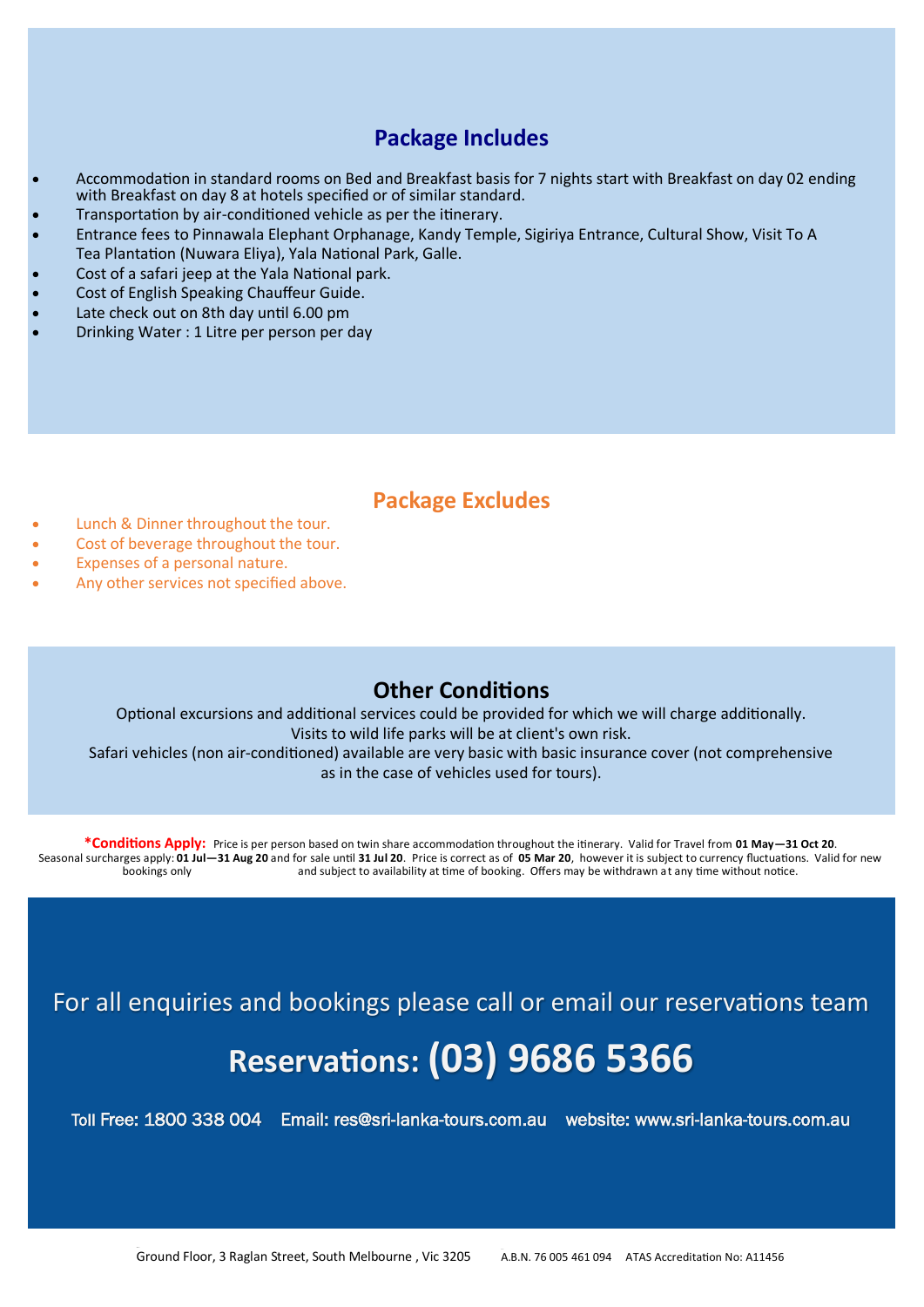## Package Includes

- Accommodation in standard rooms on Bed and Breakfast basis for 7 nights start with Breakfast on day 02 ending with Breakfast on day 8 at hotels specified or of similar standard.
- Transportation by air-conditioned vehicle as per the itinerary.
- Entrance fees to Pinnawala Elephant Orphanage, Kandy Temple, Sigiriya Entrance, Cultural Show, Visit To A Tea Plantation (Nuwara Eliya), Yala National Park, Galle.
- Cost of a safari jeep at the Yala National park.
- Cost of English Speaking Chauffeur Guide.
- Late check out on 8th day until 6.00 pm
- Drinking Water : 1 Litre per person per day

## Package Excludes

- Lunch & Dinner throughout the tour.
- Cost of beverage throughout the tour.
- Expenses of a personal nature.
- Any other services not specified above.

## Other Conditions

Optional excursions and additional services could be provided for which we will charge additionally.
Visits to wild life parks will be at client's own risk.
Safari vehicles (non air-conditioned) available are very basic with basic insurance cover (not comprehensive as in the case of vehicles used for tours).

**\*Conditions Apply:** Price is per person based on twin share accommodation throughout the itinerary. Valid for Travel from **01 May—31 Oct 20**. Seasonal surcharges apply: **01 Jul—31 Aug 20** and for sale until **31 Jul 20**. Price is correct as of **05 Mar 20**, however it is subject to currency fluctuations. Valid for new bookings only and subject to availability at time of booking. Offers may be withdrawn at any time without notice.

For all enquiries and bookings please call or email our reservations team

**Reservations: (03) 9686 5366**

Toll Free: 1800 338 004 Email: res@sri-lanka-tours.com.au website: www.sri-lanka-tours.com.au

Ground Floor, 3 Raglan Street, South Melbourne , Vic 3205 A.B.N. 76 005 461 094 ATAS Accreditation No: A11456